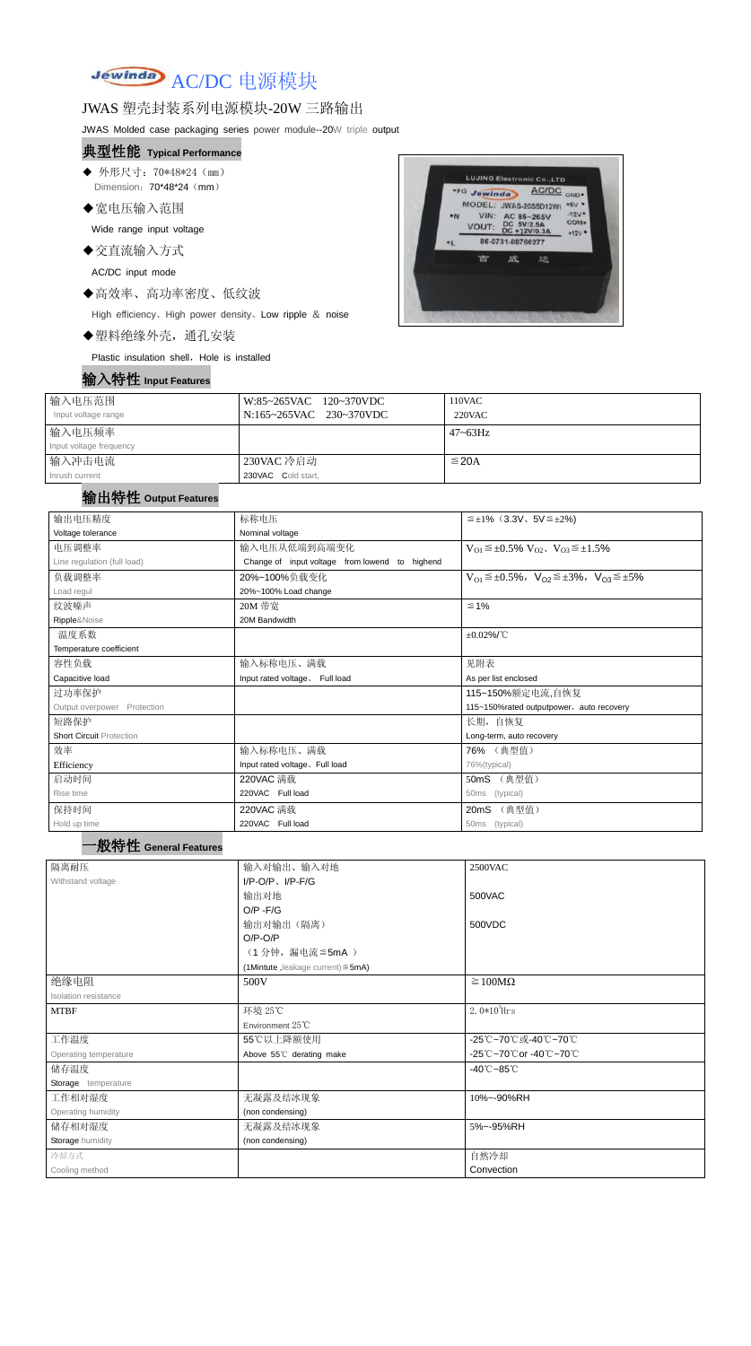# Jewinda AC/DC 电源模块

## JWAS 塑壳封装系列电源模块-20W 三路输出

JWAS Molded case packaging series power module--20W triple output

### 典型性能 Typical Performance

- ◆ 外形尺寸：70*48*24（mm）
  Dimension：70*48*24（mm）
- ◆宽电压输入范围
  Wide range input voltage
- ◆交直流输入方式
  AC/DC input mode
- ◆高效率、高功率密度、低纹波
  High efficiency、High power density、Low ripple ＆ noise
- ◆塑料绝缘外壳，通孔安装
  Plastic insulation shell，Hole is installed

### 输入特性 Input Features

| 输入电压范围 Input voltage range | W:85~265VAC 120~370VDC<br>N:165~265VAC 230~370VDC | 110VAC<br>220VAC |
|---|---|---|
| 输入电压频率 Input voltage frequency | | 47~63Hz |
| 输入冲击电流 Inrush current | 230VAC 冷启动<br>230VAC Cold start, | ≦20A |

### 输出特性 Output Features

| 输出电压精度 Voltage tolerance | 标称电压 Nominal voltage | ≦±1%（3.3V、5V≦±2%) |
|---|---|---|
| 电压调整率 Line regulation (full load) | 输入电压从低端到高端变化 Change of input voltage from lowend to highend | $V_{O1}$≦±0.5% $V_{O2}$、$V_{O3}$≦±1.5% |
| 负载调整率 Load regul | 20%~100%负载变化 20%~100% Load change | $V_{O1}$≦±0.5%，$V_{O2}$≦±3%，$V_{O3}$≦±5% |
| 纹波噪声 Ripple&Noise | 20M 带宽 20M Bandwidth | ≦1% |
| 温度系数 Temperature coefficient | | ±0.02%/℃ |
| 容性负载 Capacitive load | 输入标称电压、满载 Input rated voltage、 Full load | 见附表 As per list enclosed |
| 过功率保护 Output overpower Protection | | 115~150%额定电流,自恢复 115~150%rated outputpower，auto recovery |
| 短路保护 Short Circuit Protection | | 长期，自恢复 Long-term, auto recovery |
| 效率 Efficiency | 输入标称电压、满载 Input rated voltage、Full load | 76% （典型值） 76%(typical) |
| 启动时间 Rise time | 220VAC 满载 220VAC Full load | 50mS （典型值） 50ms (typical) |
| 保持时间 Hold up time | 220VAC 满载 220VAC Full load | 20mS （典型值） 50ms (typical) |

### 一般特性 General Features

| 隔离耐压 Withstand voltage | 输入对输出、输入对地 I/P-O/P、I/P-F/G | 2500VAC |
|---|---|---|
| | 输出对地 O/P -F/G | 500VAC |
| | 输出对输出（隔离） O/P-O/P<br>（1 分钟，漏电流≦5mA ）<br>(1Mintute ,leakage current)≦5mA) | 500VDC |
| 绝缘电阻 Isolation resistance | 500V | ≧100MΩ |
| MTBF | 环境 25℃ Environment 25℃ | $2.0*10^5$Hrs |
| 工作温度 Operating temperature | 55℃以上降额使用 Above 55℃ derating make | -25℃~70℃或-40℃~70℃<br>-25℃~70℃or -40℃~70℃ |
| 储存温度 Storage temperature | | -40℃~85℃ |
| 工作相对湿度 Operating humidity | 无凝露及结冰现象 (non condensing) | 10%~-90%RH |
| 储存相对湿度 Storage humidity | 无凝露及结冰现象 (non condensing) | 5%~-95%RH |
| 冷却方式 Cooling method | | 自然冷却 Convection |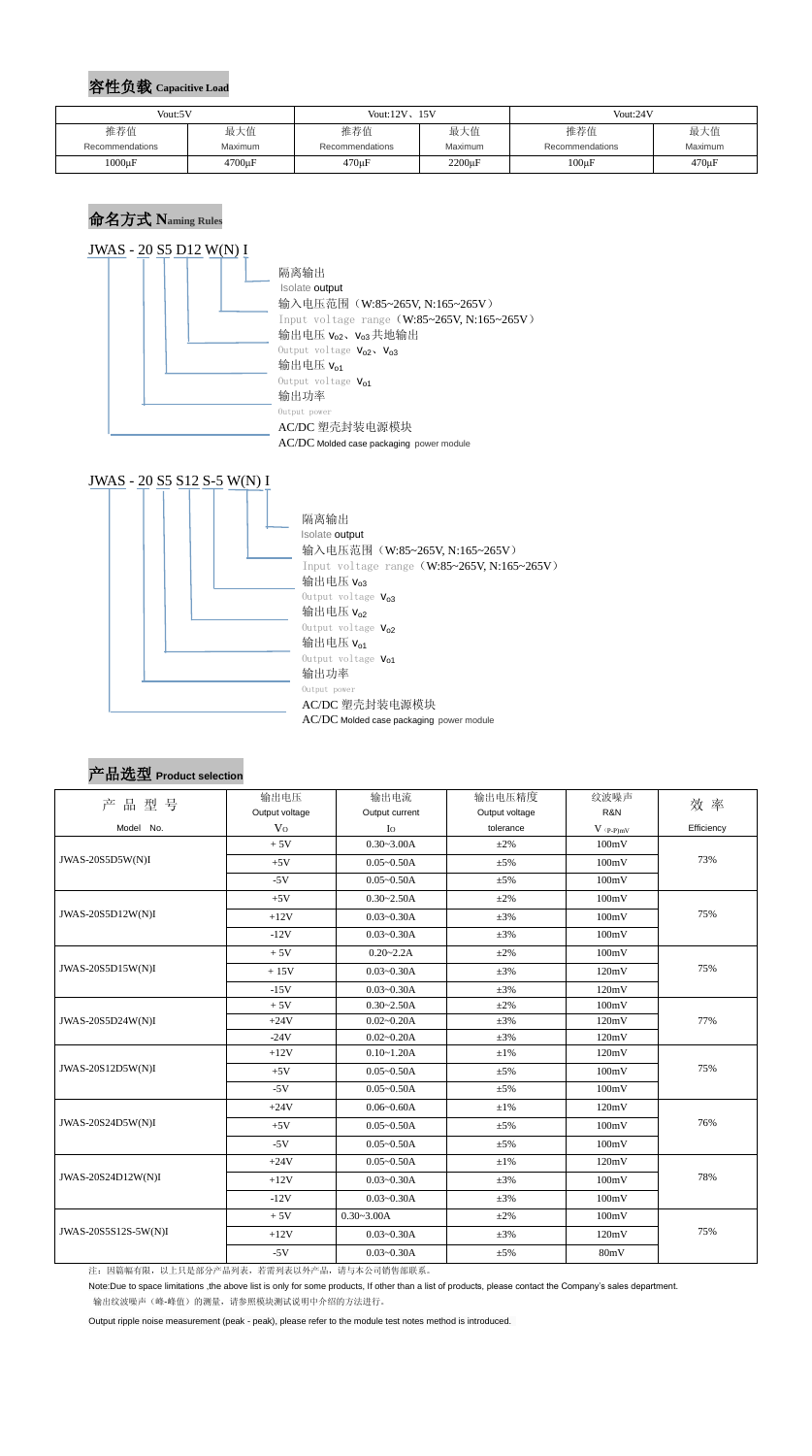## 容性负载 Capacitive Load

| Vout:5V | | Vout:12V、15V | | Vout:24V | |
|---|---|---|---|---|---|
| 推荐值 Recommendations | 最大值 Maximum | 推荐值 Recommendations | 最大值 Maximum | 推荐值 Recommendations | 最大值 Maximum |
| 1000µF | 4700µF | 470µF | 2200µF | 100µF | 470µF |

## 命名方式 Naming Rules

JWAS - 20 S5 D12 W(N) I

- 隔离输出 Isolate output
- 输入电压范围（W:85~265V, N:165~265V） Input voltage range（W:85~265V, N:165~265V）
- 输出电压 $V_{o2}$、$V_{o3}$ 共地输出 Output voltage $V_{o2}$、$V_{o3}$
- 输出电压 $V_{o1}$ Output voltage $V_{o1}$
- 输出功率 Output power
- AC/DC 塑壳封装电源模块 AC/DC Molded case packaging power module

JWAS - 20 S5 S12 S-5 W(N) I

- 隔离输出 Isolate output
- 输入电压范围（W:85~265V, N:165~265V） Input voltage range（W:85~265V, N:165~265V）
- 输出电压 $V_{o3}$ Output voltage $V_{o3}$
- 输出电压 $V_{o2}$ Output voltage $V_{o2}$
- 输出电压 $V_{o1}$ Output voltage $V_{o1}$
- 输出功率 Output power
- AC/DC 塑壳封装电源模块 AC/DC Molded case packaging power module

## 产品选型 Product selection

| 产 品 型 号 Model No. | 输出电压 Output voltage $V_O$ | 输出电流 Output current $I_O$ | 输出电压精度 Output voltage tolerance | 纹波噪声 R&N $V_{(P-P)mV}$ | 效 率 Efficiency |
|---|---|---|---|---|---|
| JWAS-20S5D5W(N)I | + 5V | 0.30~3.00A | ±2% | 100mV | 73% |
| | +5V | 0.05~0.50A | ±5% | 100mV | |
| | -5V | 0.05~0.50A | ±5% | 100mV | |
| JWAS-20S5D12W(N)I | +5V | 0.30~2.50A | ±2% | 100mV | 75% |
| | +12V | 0.03~0.30A | ±3% | 100mV | |
| | -12V | 0.03~0.30A | ±3% | 100mV | |
| JWAS-20S5D15W(N)I | + 5V | 0.20~2.2A | ±2% | 100mV | 75% |
| | + 15V | 0.03~0.30A | ±3% | 120mV | |
| | -15V | 0.03~0.30A | ±3% | 120mV | |
| JWAS-20S5D24W(N)I | + 5V | 0.30~2.50A | ±2% | 100mV | 77% |
| | +24V | 0.02~0.20A | ±3% | 120mV | |
| | -24V | 0.02~0.20A | ±3% | 120mV | |
| JWAS-20S12D5W(N)I | +12V | 0.10~1.20A | ±1% | 120mV | 75% |
| | +5V | 0.05~0.50A | ±5% | 100mV | |
| | -5V | 0.05~0.50A | ±5% | 100mV | |
| JWAS-20S24D5W(N)I | +24V | 0.06~0.60A | ±1% | 120mV | 76% |
| | +5V | 0.05~0.50A | ±5% | 100mV | |
| | -5V | 0.05~0.50A | ±5% | 100mV | |
| JWAS-20S24D12W(N)I | +24V | 0.05~0.50A | ±1% | 120mV | 78% |
| | +12V | 0.03~0.30A | ±3% | 100mV | |
| | -12V | 0.03~0.30A | ±3% | 100mV | |
| JWAS-20S5S12S-5W(N)I | + 5V | 0.30~3.00A | ±2% | 100mV | 75% |
| | +12V | 0.03~0.30A | ±3% | 120mV | |
| | -5V | 0.03~0.30A | ±5% | 80mV | |

注：因篇幅有限，以上只是部分产品列表，若需列表以外产品，请与本公司销售部联系。

Note:Due to space limitations ,the above list is only for some products, If other than a list of products, please contact the Company's sales department.

输出纹波噪声（峰-峰值）的测量，请参照模块测试说明中介绍的方法进行。

Output ripple noise measurement (peak - peak), please refer to the module test notes method is introduced.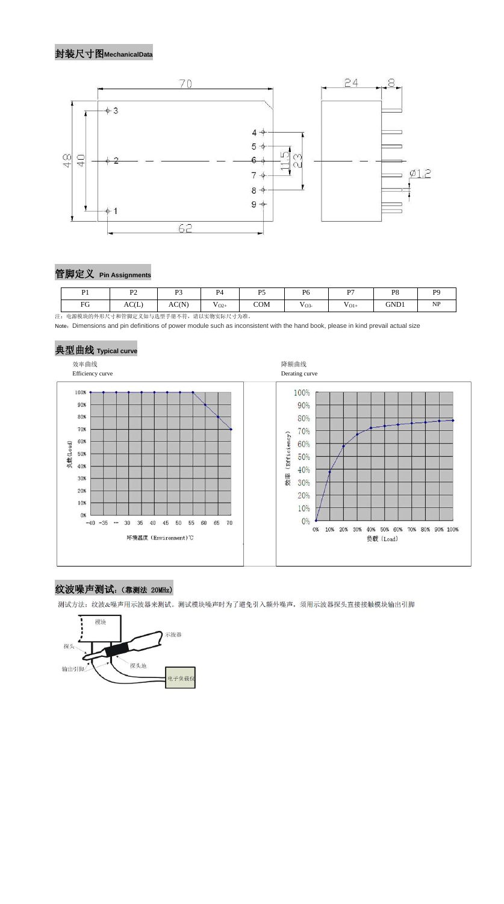## 封装尺寸图MechanicalData

70

24 8

48 40

3

2

1

4

5

6

7

8

9

11.5 23

Ø1.2

62

## 管脚定义 Pin Assignments

| P1 | P2 | P3 | P4 | P5 | P6 | P7 | P8 | P9 |
|---|---|---|---|---|---|---|---|---|
| FG | AC(L) | AC(N) | $V_{O2+}$ | COM | $V_{O3-}$ | $V_{O1+}$ | GND1 | NP |

注：电源模块的外形尺寸和管脚定义如与选型手册不符，请以实物实际尺寸为准。

Note：Dimensions and pin definitions of power module such as inconsistent with the hand book, please in kind prevail actual size

## 典型曲线 Typical curve

效率曲线

Efficiency curve

负载(Load)

100% 90% 80% 70% 60% 50% 40% 30% 20% 10% 0%

-40 -35 … 30 35 40 45 50 55 60 65 70

环境温度（Environment）℃

降额曲线

Derating curve

效率（Efficiency）

100% 90% 80% 70% 60% 50% 40% 30% 20% 10% 0%

0% 10% 20% 30% 40% 50% 60% 70% 80% 90% 100%

负载（Load）

## 纹波噪声测试：（靠测法 20MHz）

测试方法：纹波&噪声用示波器来测试。测试模块噪声时为了避免引入额外噪声，须用示波器探头直接接触模块输出引脚

模块

示波器

探头

探头地

输出引脚

电子负载仪